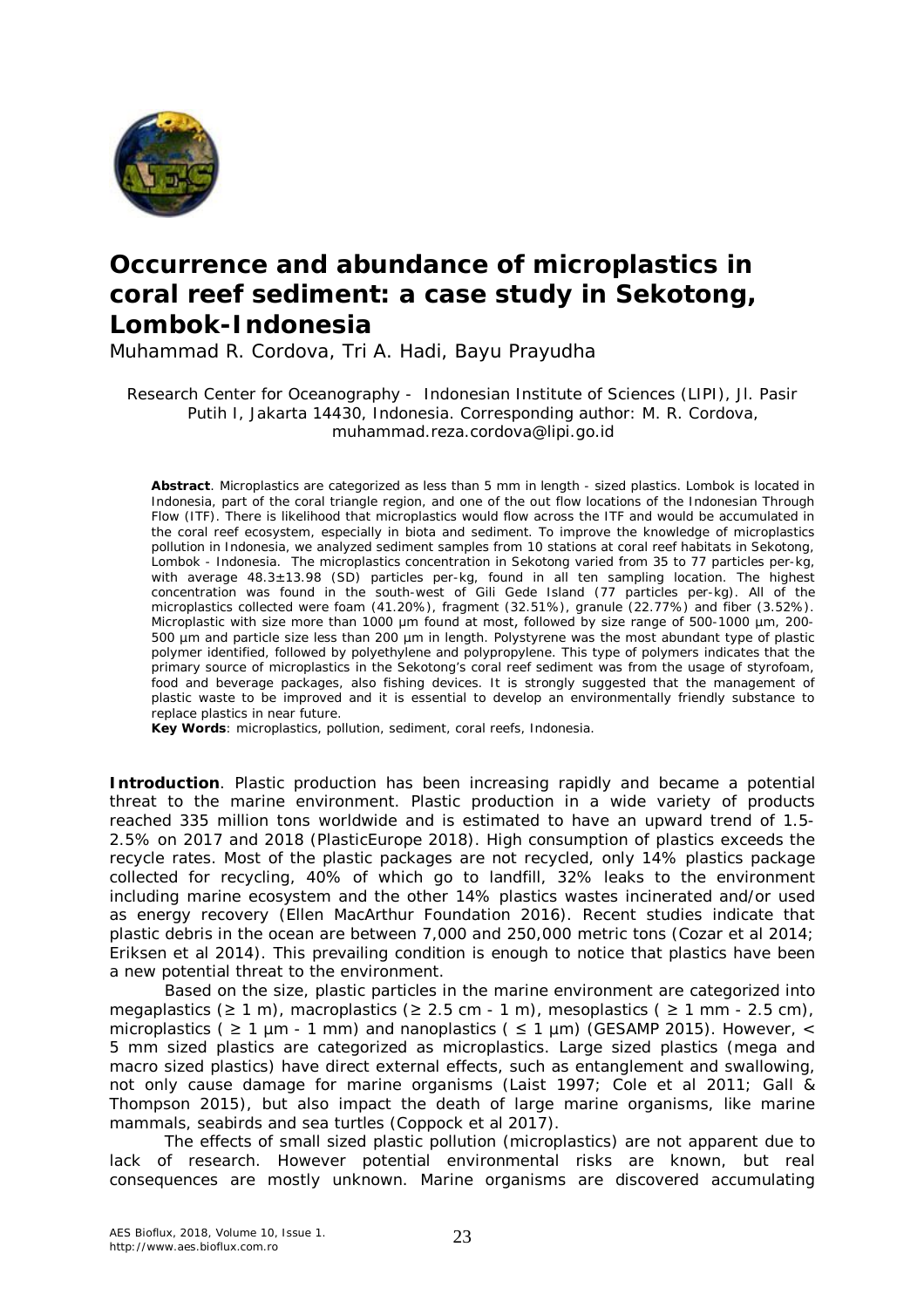# Occurrence and abundance of microplastics in coral reef sediment: a case study in Sekotong, Lombok-Indonesia

Muhammad R. Cordova, Tri A. Hadi, Bayu Prayudha

Research Center for Oceanography - Indonesian Institute of Sciences (LIPI), Jl. Pasir Putih I, Jakarta 14430, Indonesia. Corresponding author: M. R. Cordova, muhammad.reza.cordova@lipi.go.id

**Abstract**. Microplastics are categorized as less than 5 mm in length - sized plastics. Lombok is located in Indonesia, part of the coral triangle region, and one of the out flow locations of the Indonesian Through Flow (ITF). There is likelihood that microplastics would flow across the ITF and would be accumulated in the coral reef ecosystem, especially in biota and sediment. To improve the knowledge of microplastics pollution in Indonesia, we analyzed sediment samples from 10 stations at coral reef habitats in Sekotong, Lombok - Indonesia. The microplastics concentration in Sekotong varied from 35 to 77 particles per-kg, with average 48.3±13.98 (SD) particles per-kg, found in all ten sampling location. The highest concentration was found in the south-west of Gili Gede Island (77 particles per-kg). All of the microplastics collected were foam (41.20%), fragment (32.51%), granule (22.77%) and fiber (3.52%). Microplastic with size more than 1000 µm found at most, followed by size range of 500-1000 µm, 200-500 µm and particle size less than 200 µm in length. Polystyrene was the most abundant type of plastic polymer identified, followed by polyethylene and polypropylene. This type of polymers indicates that the primary source of microplastics in the Sekotong's coral reef sediment was from the usage of styrofoam, food and beverage packages, also fishing devices. It is strongly suggested that the management of plastic waste to be improved and it is essential to develop an environmentally friendly substance to replace plastics in near future.

**Key Words**: microplastics, pollution, sediment, coral reefs, Indonesia.

**Introduction**. Plastic production has been increasing rapidly and became a potential threat to the marine environment. Plastic production in a wide variety of products reached 335 million tons worldwide and is estimated to have an upward trend of 1.5-2.5% on 2017 and 2018 (PlasticEurope 2018). High consumption of plastics exceeds the recycle rates. Most of the plastic packages are not recycled, only 14% plastics package collected for recycling, 40% of which go to landfill, 32% leaks to the environment including marine ecosystem and the other 14% plastics wastes incinerated and/or used as energy recovery (Ellen MacArthur Foundation 2016). Recent studies indicate that plastic debris in the ocean are between 7,000 and 250,000 metric tons (Cozar et al 2014; Eriksen et al 2014). This prevailing condition is enough to notice that plastics have been a new potential threat to the environment.

Based on the size, plastic particles in the marine environment are categorized into megaplastics (≥ 1 m), macroplastics (≥ 2.5 cm - 1 m), mesoplastics ( ≥ 1 mm - 2.5 cm), microplastics ( ≥ 1 µm - 1 mm) and nanoplastics ( ≤ 1 µm) (GESAMP 2015). However, < 5 mm sized plastics are categorized as microplastics. Large sized plastics (mega and macro sized plastics) have direct external effects, such as entanglement and swallowing, not only cause damage for marine organisms (Laist 1997; Cole et al 2011; Gall & Thompson 2015), but also impact the death of large marine organisms, like marine mammals, seabirds and sea turtles (Coppock et al 2017).

The effects of small sized plastic pollution (microplastics) are not apparent due to lack of research. However potential environmental risks are known, but real consequences are mostly unknown. Marine organisms are discovered accumulating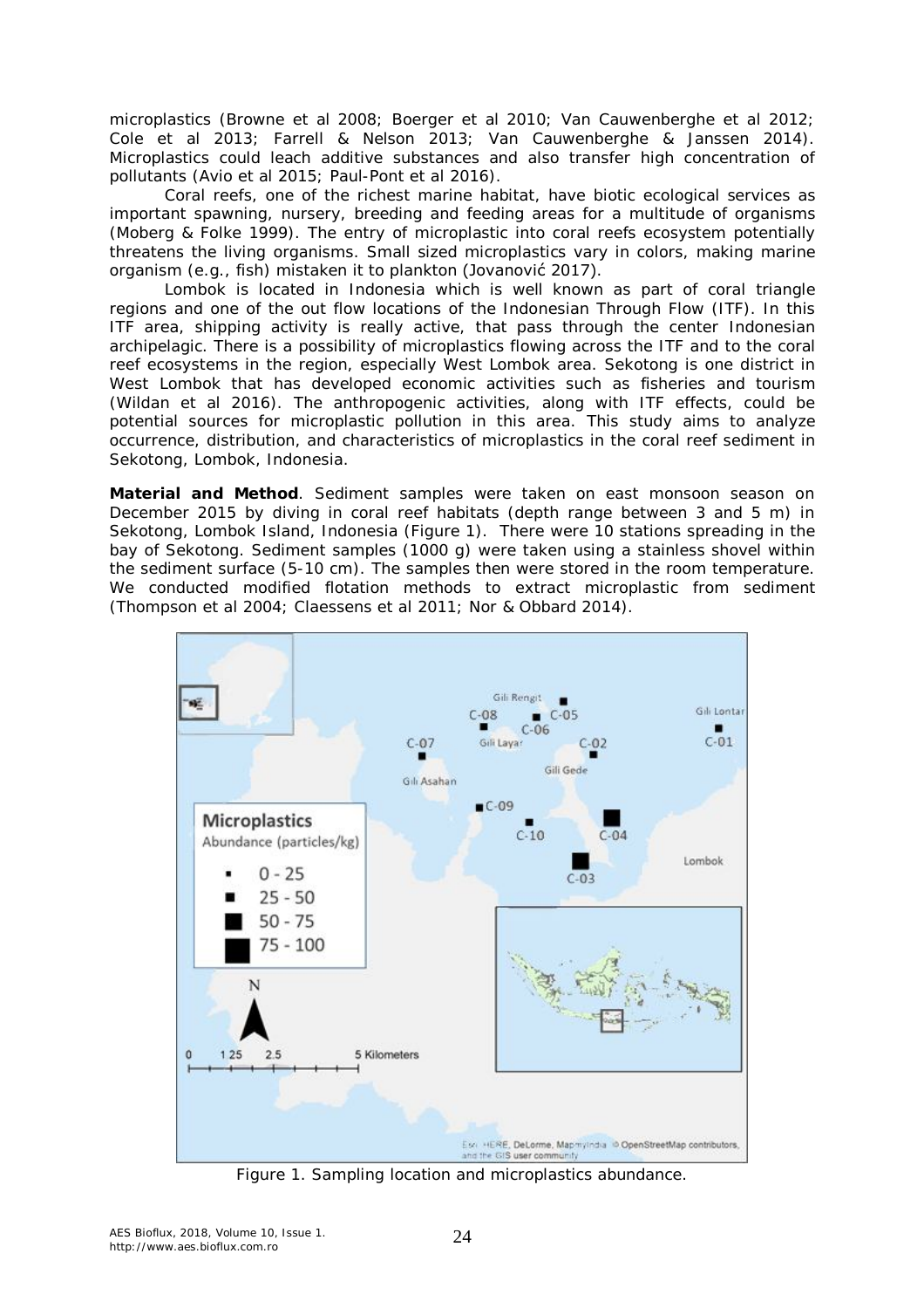microplastics (Browne et al 2008; Boerger et al 2010; Van Cauwenberghe et al 2012; Cole et al 2013; Farrell & Nelson 2013; Van Cauwenberghe & Janssen 2014). Microplastics could leach additive substances and also transfer high concentration of pollutants (Avio et al 2015; Paul-Pont et al 2016).

Coral reefs, one of the richest marine habitat, have biotic ecological services as important spawning, nursery, breeding and feeding areas for a multitude of organisms (Moberg & Folke 1999). The entry of microplastic into coral reefs ecosystem potentially threatens the living organisms. Small sized microplastics vary in colors, making marine organism (e.g., fish) mistaken it to plankton (Jovanović 2017).

Lombok is located in Indonesia which is well known as part of coral triangle regions and one of the out flow locations of the Indonesian Through Flow (ITF). In this ITF area, shipping activity is really active, that pass through the center Indonesian archipelagic. There is a possibility of microplastics flowing across the ITF and to the coral reef ecosystems in the region, especially West Lombok area. Sekotong is one district in West Lombok that has developed economic activities such as fisheries and tourism (Wildan et al 2016). The anthropogenic activities, along with ITF effects, could be potential sources for microplastic pollution in this area. This study aims to analyze occurrence, distribution, and characteristics of microplastics in the coral reef sediment in Sekotong, Lombok, Indonesia.

**Material and Method**. Sediment samples were taken on east monsoon season on December 2015 by diving in coral reef habitats (depth range between 3 and 5 m) in Sekotong, Lombok Island, Indonesia (Figure 1). There were 10 stations spreading in the bay of Sekotong. Sediment samples (1000 g) were taken using a stainless shovel within the sediment surface (5-10 cm). The samples then were stored in the room temperature. We conducted modified flotation methods to extract microplastic from sediment (Thompson et al 2004; Claessens et al 2011; Nor & Obbard 2014).

Figure 1. Sampling location and microplastics abundance.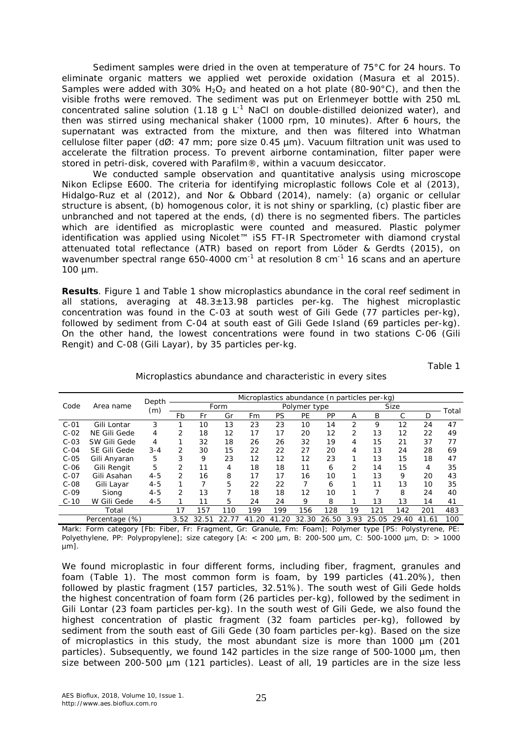Sediment samples were dried in the oven at temperature of 75°C for 24 hours. To eliminate organic matters we applied wet peroxide oxidation (Masura et al 2015). Samples were added with 30% $H_2O_2$ and heated on a hot plate (80-90°C), and then the visible froths were removed. The sediment was put on Erlenmeyer bottle with 250 mL concentrated saline solution (1.18 g $L^{-1}$ NaCl on double-distilled deionized water), and then was stirred using mechanical shaker (1000 rpm, 10 minutes). After 6 hours, the supernatant was extracted from the mixture, and then was filtered into Whatman cellulose filter paper (dØ: 47 mm; pore size 0.45 µm). Vacuum filtration unit was used to accelerate the filtration process. To prevent airborne contamination, filter paper were stored in petri-disk, covered with Parafilm®, within a vacuum desiccator.

We conducted sample observation and quantitative analysis using microscope Nikon Eclipse E600. The criteria for identifying microplastic follows Cole et al (2013), Hidalgo-Ruz et al (2012), and Nor & Obbard (2014), namely: (a) organic or cellular structure is absent, (b) homogenous color, it is not shiny or sparkling, (c) plastic fiber are unbranched and not tapered at the ends, (d) there is no segmented fibers. The particles which are identified as microplastic were counted and measured. Plastic polymer identification was applied using Nicolet™ iS5 FT-IR Spectrometer with diamond crystal attenuated total reflectance (ATR) based on report from Löder & Gerdts (2015), on wavenumber spectral range 650-4000 $cm^{-1}$ at resolution 8 $cm^{-1}$ 16 scans and an aperture 100 µm.

**Results**. Figure 1 and Table 1 show microplastics abundance in the coral reef sediment in all stations, averaging at 48.3±13.98 particles per-kg. The highest microplastic concentration was found in the C-03 at south west of Gili Gede (77 particles per-kg), followed by sediment from C-04 at south east of Gili Gede Island (69 particles per-kg). On the other hand, the lowest concentrations were found in two stations C-06 (Gili Rengit) and C-08 (Gili Layar), by 35 particles per-kg.

Table 1

Microplastics abundance and characteristic in every sites

| Code | Area name | Depth (m) | Microplastics abundance (n particles per-kg) | | | | | | | | | | | | Total |
|---|---|---|---|---|---|---|---|---|---|---|---|---|---|---|---|
| | | | Form | | | | Polymer type | | | Size | | | | | |
| | | | Fb | Fr | Gr | Fm | PS | PE | PP | A | B | C | D | | |
| C-01 | Gili Lontar | 3 | 1 | 10 | 13 | 23 | 23 | 10 | 14 | 2 | 9 | 12 | 24 | | 47 |
| C-02 | NE Gili Gede | 4 | 2 | 18 | 12 | 17 | 17 | 20 | 12 | 2 | 13 | 12 | 22 | | 49 |
| C-03 | SW Gili Gede | 4 | 1 | 32 | 18 | 26 | 26 | 32 | 19 | 4 | 15 | 21 | 37 | | 77 |
| C-04 | SE Gili Gede | 3-4 | 2 | 30 | 15 | 22 | 22 | 27 | 20 | 4 | 13 | 24 | 28 | | 69 |
| C-05 | Gili Anyaran | 5 | 3 | 9 | 23 | 12 | 12 | 12 | 23 | 1 | 13 | 15 | 18 | | 47 |
| C-06 | Gili Rengit | 5 | 2 | 11 | 4 | 18 | 18 | 11 | 6 | 2 | 14 | 15 | 4 | | 35 |
| C-07 | Gili Asahan | 4-5 | 2 | 16 | 8 | 17 | 17 | 16 | 10 | 1 | 13 | 9 | 20 | | 43 |
| C-08 | Gili Layar | 4-5 | 1 | 7 | 5 | 22 | 22 | 7 | 6 | 1 | 11 | 13 | 10 | | 35 |
| C-09 | Siong | 4-5 | 2 | 13 | 7 | 18 | 18 | 12 | 10 | 1 | 7 | 8 | 24 | | 40 |
| C-10 | W Gili Gede | 4-5 | 1 | 11 | 5 | 24 | 24 | 9 | 8 | 1 | 13 | 13 | 14 | | 41 |
| Total | | | 17 | 157 | 110 | 199 | 199 | 156 | 128 | 19 | 121 | 142 | 201 | | 483 |
| Percentage (%) | | | 3.52 | 32.51 | 22.77 | 41.20 | 41.20 | 32.30 | 26.50 | 3.93 | 25.05 | 29.40 | 41.61 | | 100 |

Mark: Form category [Fb: Fiber, Fr: Fragment, Gr: Granule, Fm: Foam]; Polymer type [PS: Polystyrene, PE: Polyethylene, PP: Polypropylene]; size category [A: < 200 µm, B: 200-500 µm, C: 500-1000 µm, D: > 1000 µm].

We found microplastic in four different forms, including fiber, fragment, granules and foam (Table 1). The most common form is foam, by 199 particles (41.20%), then followed by plastic fragment (157 particles, 32.51%). The south west of Gili Gede holds the highest concentration of foam form (26 particles per-kg), followed by the sediment in Gili Lontar (23 foam particles per-kg). In the south west of Gili Gede, we also found the highest concentration of plastic fragment (32 foam particles per-kg), followed by sediment from the south east of Gili Gede (30 foam particles per-kg). Based on the size of microplastics in this study, the most abundant size is more than 1000 µm (201 particles). Subsequently, we found 142 particles in the size range of 500-1000 µm, then size between 200-500 µm (121 particles). Least of all, 19 particles are in the size less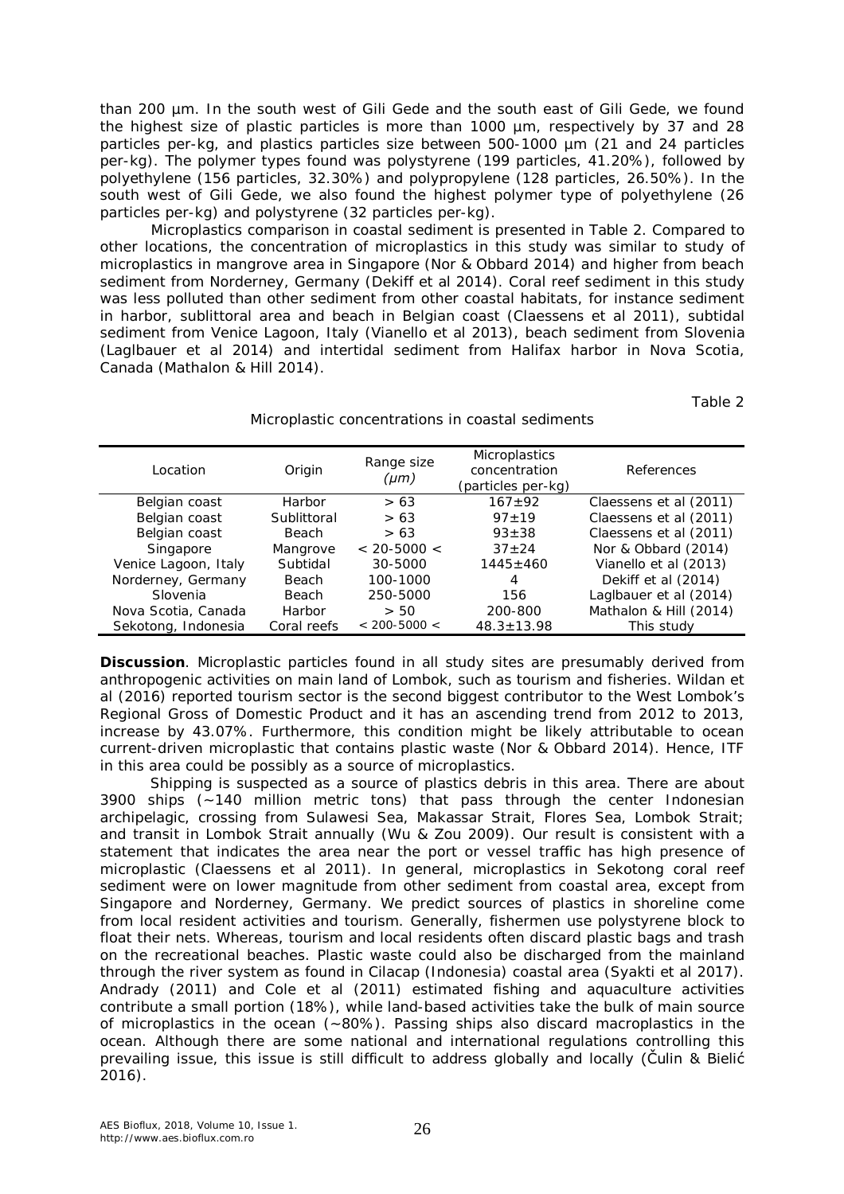than 200 µm. In the south west of Gili Gede and the south east of Gili Gede, we found the highest size of plastic particles is more than 1000 µm, respectively by 37 and 28 particles per-kg, and plastics particles size between 500-1000 µm (21 and 24 particles per-kg). The polymer types found was polystyrene (199 particles, 41.20%), followed by polyethylene (156 particles, 32.30%) and polypropylene (128 particles, 26.50%). In the south west of Gili Gede, we also found the highest polymer type of polyethylene (26 particles per-kg) and polystyrene (32 particles per-kg).

Microplastics comparison in coastal sediment is presented in Table 2. Compared to other locations, the concentration of microplastics in this study was similar to study of microplastics in mangrove area in Singapore (Nor & Obbard 2014) and higher from beach sediment from Norderney, Germany (Dekiff et al 2014). Coral reef sediment in this study was less polluted than other sediment from other coastal habitats, for instance sediment in harbor, sublittoral area and beach in Belgian coast (Claessens et al 2011), subtidal sediment from Venice Lagoon, Italy (Vianello et al 2013), beach sediment from Slovenia (Laglbauer et al 2014) and intertidal sediment from Halifax harbor in Nova Scotia, Canada (Mathalon & Hill 2014).

Table 2

Microplastic concentrations in coastal sediments

| Location | Origin | Range size (*µm*) | Microplastics concentration (particles per-kg) | References |
|---|---|---|---|---|
| Belgian coast | Harbor | > 63 | 167±92 | Claessens et al (2011) |
| Belgian coast | Sublittoral | > 63 | 97±19 | Claessens et al (2011) |
| Belgian coast | Beach | > 63 | 93±38 | Claessens et al (2011) |
| Singapore | Mangrove | < 20-5000 < | 37±24 | Nor & Obbard (2014) |
| Venice Lagoon, Italy | Subtidal | 30-5000 | 1445±460 | Vianello et al (2013) |
| Norderney, Germany | Beach | 100-1000 | 4 | Dekiff et al (2014) |
| Slovenia | Beach | 250-5000 | 156 | Laglbauer et al (2014) |
| Nova Scotia, Canada | Harbor | > 50 | 200-800 | Mathalon & Hill (2014) |
| Sekotong, Indonesia | Coral reefs | < 200-5000 < | 48.3±13.98 | This study |

**Discussion**. Microplastic particles found in all study sites are presumably derived from anthropogenic activities on main land of Lombok, such as tourism and fisheries. Wildan et al (2016) reported tourism sector is the second biggest contributor to the West Lombok's Regional Gross of Domestic Product and it has an ascending trend from 2012 to 2013, increase by 43.07%. Furthermore, this condition might be likely attributable to ocean current-driven microplastic that contains plastic waste (Nor & Obbard 2014). Hence, ITF in this area could be possibly as a source of microplastics.

Shipping is suspected as a source of plastics debris in this area. There are about 3900 ships (~140 million metric tons) that pass through the center Indonesian archipelagic, crossing from Sulawesi Sea, Makassar Strait, Flores Sea, Lombok Strait; and transit in Lombok Strait annually (Wu & Zou 2009). Our result is consistent with a statement that indicates the area near the port or vessel traffic has high presence of microplastic (Claessens et al 2011). In general, microplastics in Sekotong coral reef sediment were on lower magnitude from other sediment from coastal area, except from Singapore and Norderney, Germany. We predict sources of plastics in shoreline come from local resident activities and tourism. Generally, fishermen use polystyrene block to float their nets. Whereas, tourism and local residents often discard plastic bags and trash on the recreational beaches. Plastic waste could also be discharged from the mainland through the river system as found in Cilacap (Indonesia) coastal area (Syakti et al 2017). Andrady (2011) and Cole et al (2011) estimated fishing and aquaculture activities contribute a small portion (18%), while land-based activities take the bulk of main source of microplastics in the ocean (~80%). Passing ships also discard macroplastics in the ocean. Although there are some national and international regulations controlling this prevailing issue, this issue is still difficult to address globally and locally (Čulin & Bielić 2016).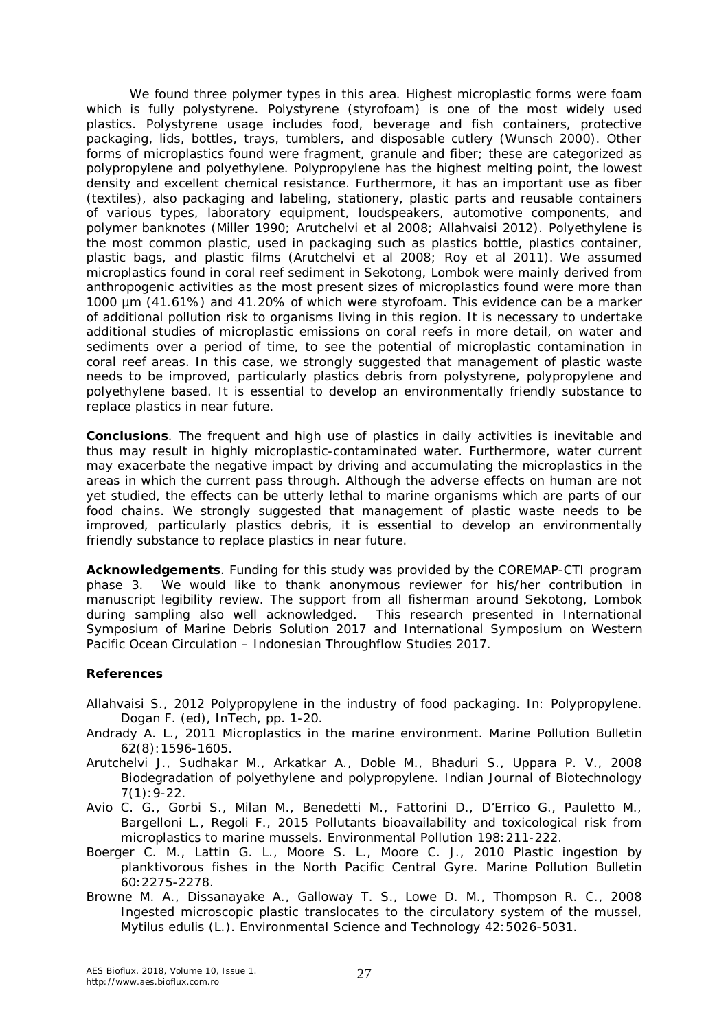We found three polymer types in this area. Highest microplastic forms were foam which is fully polystyrene. Polystyrene (styrofoam) is one of the most widely used plastics. Polystyrene usage includes food, beverage and fish containers, protective packaging, lids, bottles, trays, tumblers, and disposable cutlery (Wunsch 2000). Other forms of microplastics found were fragment, granule and fiber; these are categorized as polypropylene and polyethylene. Polypropylene has the highest melting point, the lowest density and excellent chemical resistance. Furthermore, it has an important use as fiber (textiles), also packaging and labeling, stationery, plastic parts and reusable containers of various types, laboratory equipment, loudspeakers, automotive components, and polymer banknotes (Miller 1990; Arutchelvi et al 2008; Allahvaisi 2012). Polyethylene is the most common plastic, used in packaging such as plastics bottle, plastics container, plastic bags, and plastic films (Arutchelvi et al 2008; Roy et al 2011). We assumed microplastics found in coral reef sediment in Sekotong, Lombok were mainly derived from anthropogenic activities as the most present sizes of microplastics found were more than 1000 μm (41.61%) and 41.20% of which were styrofoam. This evidence can be a marker of additional pollution risk to organisms living in this region. It is necessary to undertake additional studies of microplastic emissions on coral reefs in more detail, on water and sediments over a period of time, to see the potential of microplastic contamination in coral reef areas. In this case, we strongly suggested that management of plastic waste needs to be improved, particularly plastics debris from polystyrene, polypropylene and polyethylene based. It is essential to develop an environmentally friendly substance to replace plastics in near future.

**Conclusions**. The frequent and high use of plastics in daily activities is inevitable and thus may result in highly microplastic-contaminated water. Furthermore, water current may exacerbate the negative impact by driving and accumulating the microplastics in the areas in which the current pass through. Although the adverse effects on human are not yet studied, the effects can be utterly lethal to marine organisms which are parts of our food chains. We strongly suggested that management of plastic waste needs to be improved, particularly plastics debris, it is essential to develop an environmentally friendly substance to replace plastics in near future.

**Acknowledgements**. Funding for this study was provided by the COREMAP-CTI program phase 3. We would like to thank anonymous reviewer for his/her contribution in manuscript legibility review. The support from all fisherman around Sekotong, Lombok during sampling also well acknowledged. This research presented in International Symposium of Marine Debris Solution 2017 and International Symposium on Western Pacific Ocean Circulation – Indonesian Throughflow Studies 2017.

**References**

Allahvaisi S., 2012 Polypropylene in the industry of food packaging. In: Polypropylene. Dogan F. (ed), InTech, pp. 1-20.

Andrady A. L., 2011 Microplastics in the marine environment. Marine Pollution Bulletin 62(8):1596-1605.

Arutchelvi J., Sudhakar M., Arkatkar A., Doble M., Bhaduri S., Uppara P. V., 2008 Biodegradation of polyethylene and polypropylene. Indian Journal of Biotechnology 7(1):9-22.

Avio C. G., Gorbi S., Milan M., Benedetti M., Fattorini D., D'Errico G., Pauletto M., Bargelloni L., Regoli F., 2015 Pollutants bioavailability and toxicological risk from microplastics to marine mussels. Environmental Pollution 198:211-222.

Boerger C. M., Lattin G. L., Moore S. L., Moore C. J., 2010 Plastic ingestion by planktivorous fishes in the North Pacific Central Gyre. Marine Pollution Bulletin 60:2275-2278.

Browne M. A., Dissanayake A., Galloway T. S., Lowe D. M., Thompson R. C., 2008 Ingested microscopic plastic translocates to the circulatory system of the mussel, *Mytilus edulis* (L.). Environmental Science and Technology 42:5026-5031.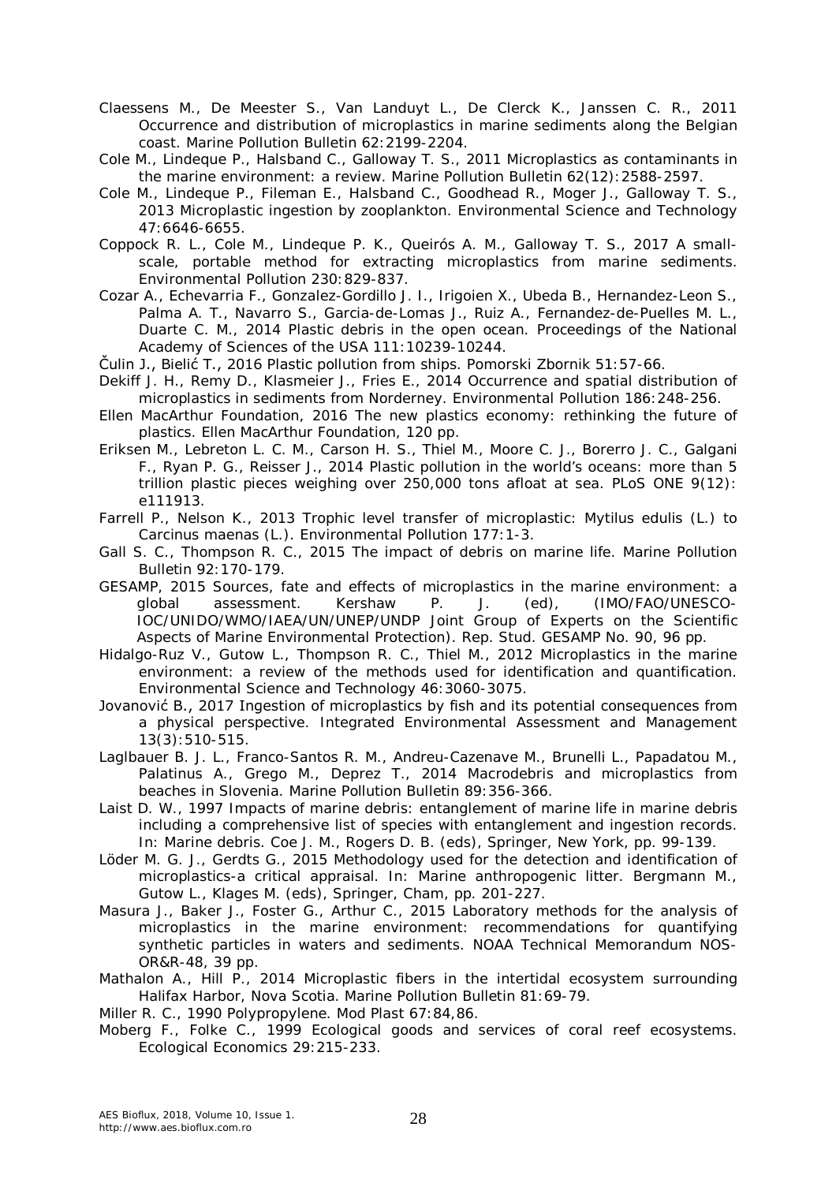Claessens M., De Meester S., Van Landuyt L., De Clerck K., Janssen C. R., 2011 Occurrence and distribution of microplastics in marine sediments along the Belgian coast. Marine Pollution Bulletin 62:2199-2204.

Cole M., Lindeque P., Halsband C., Galloway T. S., 2011 Microplastics as contaminants in the marine environment: a review. Marine Pollution Bulletin 62(12):2588-2597.

Cole M., Lindeque P., Fileman E., Halsband C., Goodhead R., Moger J., Galloway T. S., 2013 Microplastic ingestion by zooplankton. Environmental Science and Technology 47:6646-6655.

Coppock R. L., Cole M., Lindeque P. K., Queirós A. M., Galloway T. S., 2017 A small-scale, portable method for extracting microplastics from marine sediments. Environmental Pollution 230:829-837.

Cozar A., Echevarria F., Gonzalez-Gordillo J. I., Irigoien X., Ubeda B., Hernandez-Leon S., Palma A. T., Navarro S., Garcia-de-Lomas J., Ruiz A., Fernandez-de-Puelles M. L., Duarte C. M., 2014 Plastic debris in the open ocean. Proceedings of the National Academy of Sciences of the USA 111:10239-10244.

Čulin J., Bielić T., 2016 Plastic pollution from ships. Pomorski Zbornik 51:57-66.

Dekiff J. H., Remy D., Klasmeier J., Fries E., 2014 Occurrence and spatial distribution of microplastics in sediments from Norderney. Environmental Pollution 186:248-256.

Ellen MacArthur Foundation, 2016 The new plastics economy: rethinking the future of plastics. Ellen MacArthur Foundation, 120 pp.

Eriksen M., Lebreton L. C. M., Carson H. S., Thiel M., Moore C. J., Borerro J. C., Galgani F., Ryan P. G., Reisser J., 2014 Plastic pollution in the world's oceans: more than 5 trillion plastic pieces weighing over 250,000 tons afloat at sea. PLoS ONE 9(12): e111913.

Farrell P., Nelson K., 2013 Trophic level transfer of microplastic: Mytilus edulis (L.) to Carcinus maenas (L.). Environmental Pollution 177:1-3.

Gall S. C., Thompson R. C., 2015 The impact of debris on marine life. Marine Pollution Bulletin 92:170-179.

GESAMP, 2015 Sources, fate and effects of microplastics in the marine environment: a global assessment. Kershaw P. J. (ed), (IMO/FAO/UNESCO-IOC/UNIDO/WMO/IAEA/UN/UNEP/UNDP Joint Group of Experts on the Scientific Aspects of Marine Environmental Protection). Rep. Stud. GESAMP No. 90, 96 pp.

Hidalgo-Ruz V., Gutow L., Thompson R. C., Thiel M., 2012 Microplastics in the marine environment: a review of the methods used for identification and quantification. Environmental Science and Technology 46:3060-3075.

Jovanović B., 2017 Ingestion of microplastics by fish and its potential consequences from a physical perspective. Integrated Environmental Assessment and Management 13(3):510-515.

Laglbauer B. J. L., Franco-Santos R. M., Andreu-Cazenave M., Brunelli L., Papadatou M., Palatinus A., Grego M., Deprez T., 2014 Macrodebris and microplastics from beaches in Slovenia. Marine Pollution Bulletin 89:356-366.

Laist D. W., 1997 Impacts of marine debris: entanglement of marine life in marine debris including a comprehensive list of species with entanglement and ingestion records. In: Marine debris. Coe J. M., Rogers D. B. (eds), Springer, New York, pp. 99-139.

Löder M. G. J., Gerdts G., 2015 Methodology used for the detection and identification of microplastics-a critical appraisal. In: Marine anthropogenic litter. Bergmann M., Gutow L., Klages M. (eds), Springer, Cham, pp. 201-227.

Masura J., Baker J., Foster G., Arthur C., 2015 Laboratory methods for the analysis of microplastics in the marine environment: recommendations for quantifying synthetic particles in waters and sediments. NOAA Technical Memorandum NOS-OR&R-48, 39 pp.

Mathalon A., Hill P., 2014 Microplastic fibers in the intertidal ecosystem surrounding Halifax Harbor, Nova Scotia. Marine Pollution Bulletin 81:69-79.

Miller R. C., 1990 Polypropylene. Mod Plast 67:84,86.

Moberg F., Folke C., 1999 Ecological goods and services of coral reef ecosystems. Ecological Economics 29:215-233.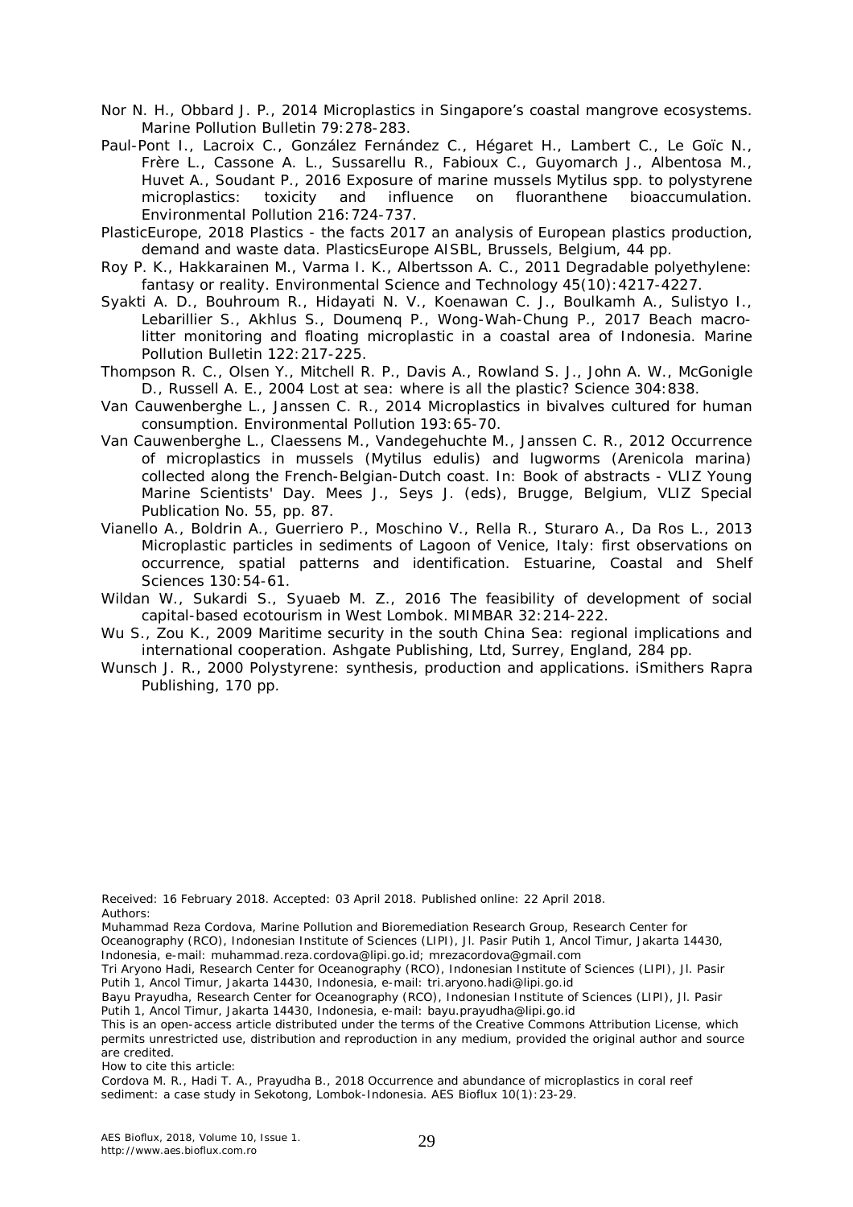Nor N. H., Obbard J. P., 2014 Microplastics in Singapore's coastal mangrove ecosystems. Marine Pollution Bulletin 79:278-283.

Paul-Pont I., Lacroix C., González Fernández C., Hégaret H., Lambert C., Le Goïc N., Frère L., Cassone A. L., Sussarellu R., Fabioux C., Guyomarch J., Albentosa M., Huvet A., Soudant P., 2016 Exposure of marine mussels Mytilus spp. to polystyrene microplastics: toxicity and influence on fluoranthene bioaccumulation. Environmental Pollution 216:724-737.

PlasticEurope, 2018 Plastics - the facts 2017 an analysis of European plastics production, demand and waste data. PlasticsEurope AISBL, Brussels, Belgium, 44 pp.

Roy P. K., Hakkarainen M., Varma I. K., Albertsson A. C., 2011 Degradable polyethylene: fantasy or reality. Environmental Science and Technology 45(10):4217-4227.

Syakti A. D., Bouhroum R., Hidayati N. V., Koenawan C. J., Boulkamh A., Sulistyo I., Lebarillier S., Akhlus S., Doumenq P., Wong-Wah-Chung P., 2017 Beach macro-litter monitoring and floating microplastic in a coastal area of Indonesia. Marine Pollution Bulletin 122:217-225.

Thompson R. C., Olsen Y., Mitchell R. P., Davis A., Rowland S. J., John A. W., McGonigle D., Russell A. E., 2004 Lost at sea: where is all the plastic? Science 304:838.

Van Cauwenberghe L., Janssen C. R., 2014 Microplastics in bivalves cultured for human consumption. Environmental Pollution 193:65-70.

Van Cauwenberghe L., Claessens M., Vandegehuchte M., Janssen C. R., 2012 Occurrence of microplastics in mussels (Mytilus edulis) and lugworms (Arenicola marina) collected along the French-Belgian-Dutch coast. In: Book of abstracts - VLIZ Young Marine Scientists' Day. Mees J., Seys J. (eds), Brugge, Belgium, VLIZ Special Publication No. 55, pp. 87.

Vianello A., Boldrin A., Guerriero P., Moschino V., Rella R., Sturaro A., Da Ros L., 2013 Microplastic particles in sediments of Lagoon of Venice, Italy: first observations on occurrence, spatial patterns and identification. Estuarine, Coastal and Shelf Sciences 130:54-61.

Wildan W., Sukardi S., Syuaeb M. Z., 2016 The feasibility of development of social capital-based ecotourism in West Lombok. MIMBAR 32:214-222.

Wu S., Zou K., 2009 Maritime security in the south China Sea: regional implications and international cooperation. Ashgate Publishing, Ltd, Surrey, England, 284 pp.

Wunsch J. R., 2000 Polystyrene: synthesis, production and applications. iSmithers Rapra Publishing, 170 pp.

Received: 16 February 2018. Accepted: 03 April 2018. Published online: 22 April 2018.

Authors:

Muhammad Reza Cordova, Marine Pollution and Bioremediation Research Group, Research Center for Oceanography (RCO), Indonesian Institute of Sciences (LIPI), Jl. Pasir Putih 1, Ancol Timur, Jakarta 14430, Indonesia, e-mail: muhammad.reza.cordova@lipi.go.id; mrezacordova@gmail.com

Tri Aryono Hadi, Research Center for Oceanography (RCO), Indonesian Institute of Sciences (LIPI), Jl. Pasir Putih 1, Ancol Timur, Jakarta 14430, Indonesia, e-mail: tri.aryono.hadi@lipi.go.id

Bayu Prayudha, Research Center for Oceanography (RCO), Indonesian Institute of Sciences (LIPI), Jl. Pasir Putih 1, Ancol Timur, Jakarta 14430, Indonesia, e-mail: bayu.prayudha@lipi.go.id

This is an open-access article distributed under the terms of the Creative Commons Attribution License, which permits unrestricted use, distribution and reproduction in any medium, provided the original author and source are credited.

How to cite this article:

Cordova M. R., Hadi T. A., Prayudha B., 2018 Occurrence and abundance of microplastics in coral reef sediment: a case study in Sekotong, Lombok-Indonesia. AES Bioflux 10(1):23-29.